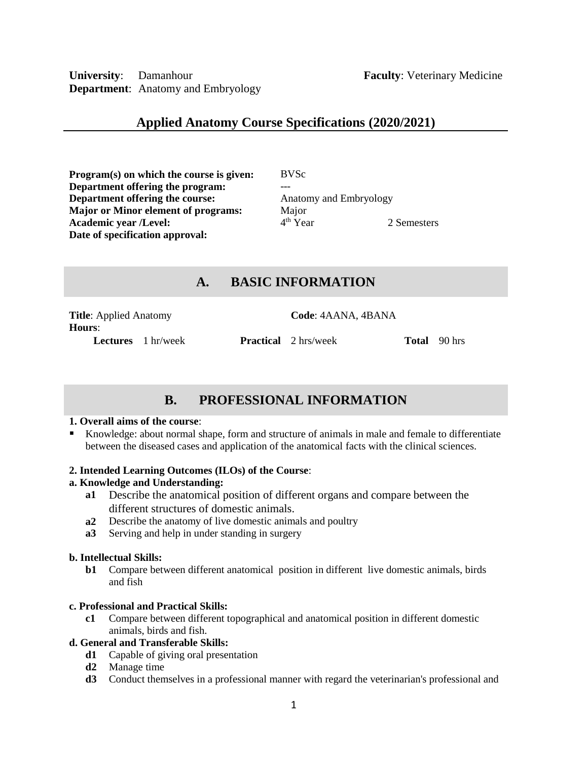**University**: Damanhour **Faculty**: Veterinary Medicine
**Department**: Anatomy and Embryology

## Applied Anatomy Course Specifications (2020/2021)

| | | |
|---|---|---|
| **Program(s) on which the course is given:** | BVSc | |
| **Department offering the program:** | --- | |
| **Department offering the course:** | Anatomy and Embryology | |
| **Major or Minor element of programs:** | Major | |
| **Academic year /Level:** | 4th Year | 2 Semesters |
| **Date of specification approval:** | | |

## A. BASIC INFORMATION

**Title**: Applied Anatomy **Code**: 4AANA, 4BANA
**Hours**:

**Lectures** 1 hr/week **Practical** 2 hrs/week **Total** 90 hrs

## B. PROFESSIONAL INFORMATION

**1. Overall aims of the course**:

- Knowledge: about normal shape, form and structure of animals in male and female to differentiate between the diseased cases and application of the anatomical facts with the clinical sciences.

**2. Intended Learning Outcomes (ILOs) of the Course**:

**a. Knowledge and Understanding:**

- **a1** Describe the anatomical position of different organs and compare between the different structures of domestic animals.
- **a2** Describe the anatomy of live domestic animals and poultry
- **a3** Serving and help in under standing in surgery

**b. Intellectual Skills:**

- **b1** Compare between different anatomical position in different live domestic animals, birds and fish

**c. Professional and Practical Skills:**

- **c1** Compare between different topographical and anatomical position in different domestic animals, birds and fish.

**d. General and Transferable Skills:**

- **d1** Capable of giving oral presentation
- **d2** Manage time
- **d3** Conduct themselves in a professional manner with regard the veterinarian's professional and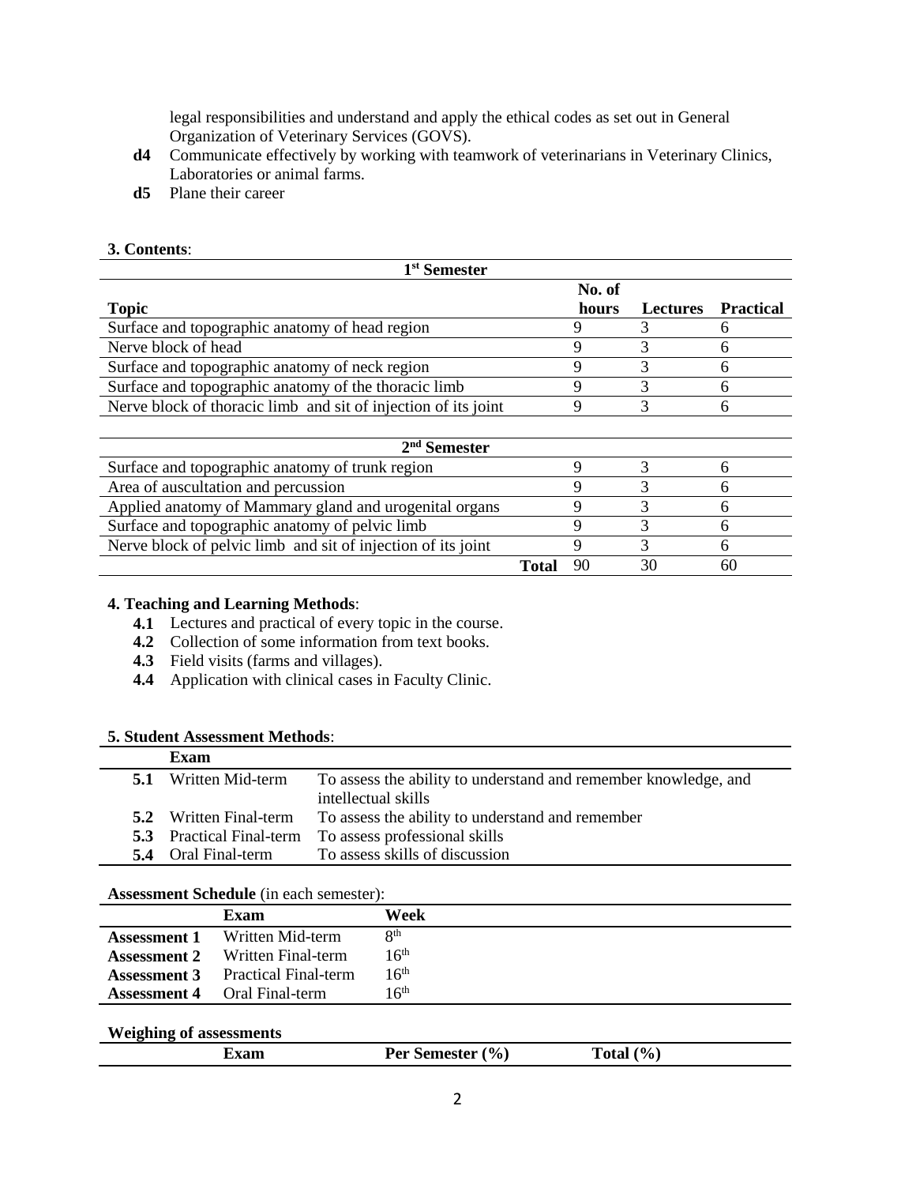legal responsibilities and understand and apply the ethical codes as set out in General Organization of Veterinary Services (GOVS).

- **d4** Communicate effectively by working with teamwork of veterinarians in Veterinary Clinics, Laboratories or animal farms.
- **d5** Plane their career

**3. Contents**:

| Topic | No. of hours | Lectures | Practical |
|---|---|---|---|
| **1st Semester** | | | |
| Surface and topographic anatomy of head region | 9 | 3 | 6 |
| Nerve block of head | 9 | 3 | 6 |
| Surface and topographic anatomy of neck region | 9 | 3 | 6 |
| Surface and topographic anatomy of the thoracic limb | 9 | 3 | 6 |
| Nerve block of thoracic limb and sit of injection of its joint | 9 | 3 | 6 |
| **2nd Semester** | | | |
| Surface and topographic anatomy of trunk region | 9 | 3 | 6 |
| Area of auscultation and percussion | 9 | 3 | 6 |
| Applied anatomy of Mammary gland and urogenital organs | 9 | 3 | 6 |
| Surface and topographic anatomy of pelvic limb | 9 | 3 | 6 |
| Nerve block of pelvic limb and sit of injection of its joint | 9 | 3 | 6 |
| **Total** | 90 | 30 | 60 |

**4. Teaching and Learning Methods**:

- **4.1** Lectures and practical of every topic in the course.
- **4.2** Collection of some information from text books.
- **4.3** Field visits (farms and villages).
- **4.4** Application with clinical cases in Faculty Clinic.

**5. Student Assessment Methods**:

| | Exam | |
|---|---|---|
| **5.1** | Written Mid-term | To assess the ability to understand and remember knowledge, and intellectual skills |
| **5.2** | Written Final-term | To assess the ability to understand and remember |
| **5.3** | Practical Final-term | To assess professional skills |
| **5.4** | Oral Final-term | To assess skills of discussion |

**Assessment Schedule** (in each semester):

| | Exam | Week |
|---|---|---|
| **Assessment 1** | Written Mid-term | 8th |
| **Assessment 2** | Written Final-term | 16th |
| **Assessment 3** | Practical Final-term | 16th |
| **Assessment 4** | Oral Final-term | 16th |

**Weighing of assessments**

| Exam | Per Semester (%) | Total (%) |
|---|---|---|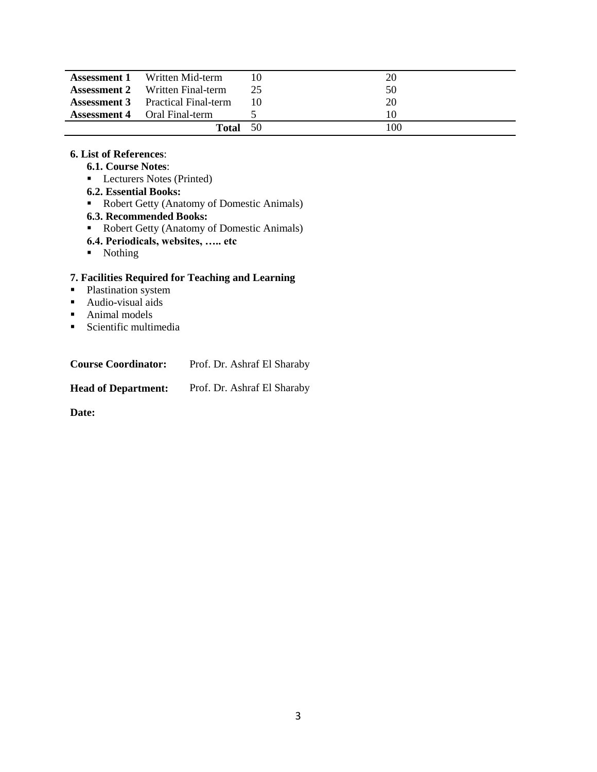| | | | |
|---|---|---|---|
| **Assessment 1** | Written Mid-term | 10 | 20 |
| **Assessment 2** | Written Final-term | 25 | 50 |
| **Assessment 3** | Practical Final-term | 10 | 20 |
| **Assessment 4** | Oral Final-term | 5 | 10 |
| | **Total** | 50 | 100 |

**6. List of References**:

**6.1. Course Notes**:

- Lecturers Notes (Printed)

**6.2. Essential Books:**

- Robert Getty (Anatomy of Domestic Animals)

**6.3. Recommended Books:**

- Robert Getty (Anatomy of Domestic Animals)

**6.4. Periodicals, websites, ….. etc**

- Nothing

**7. Facilities Required for Teaching and Learning**

- Plastination system
- Audio-visual aids
- Animal models
- Scientific multimedia

**Course Coordinator:** Prof. Dr. Ashraf El Sharaby

**Head of Department:** Prof. Dr. Ashraf El Sharaby

**Date:**